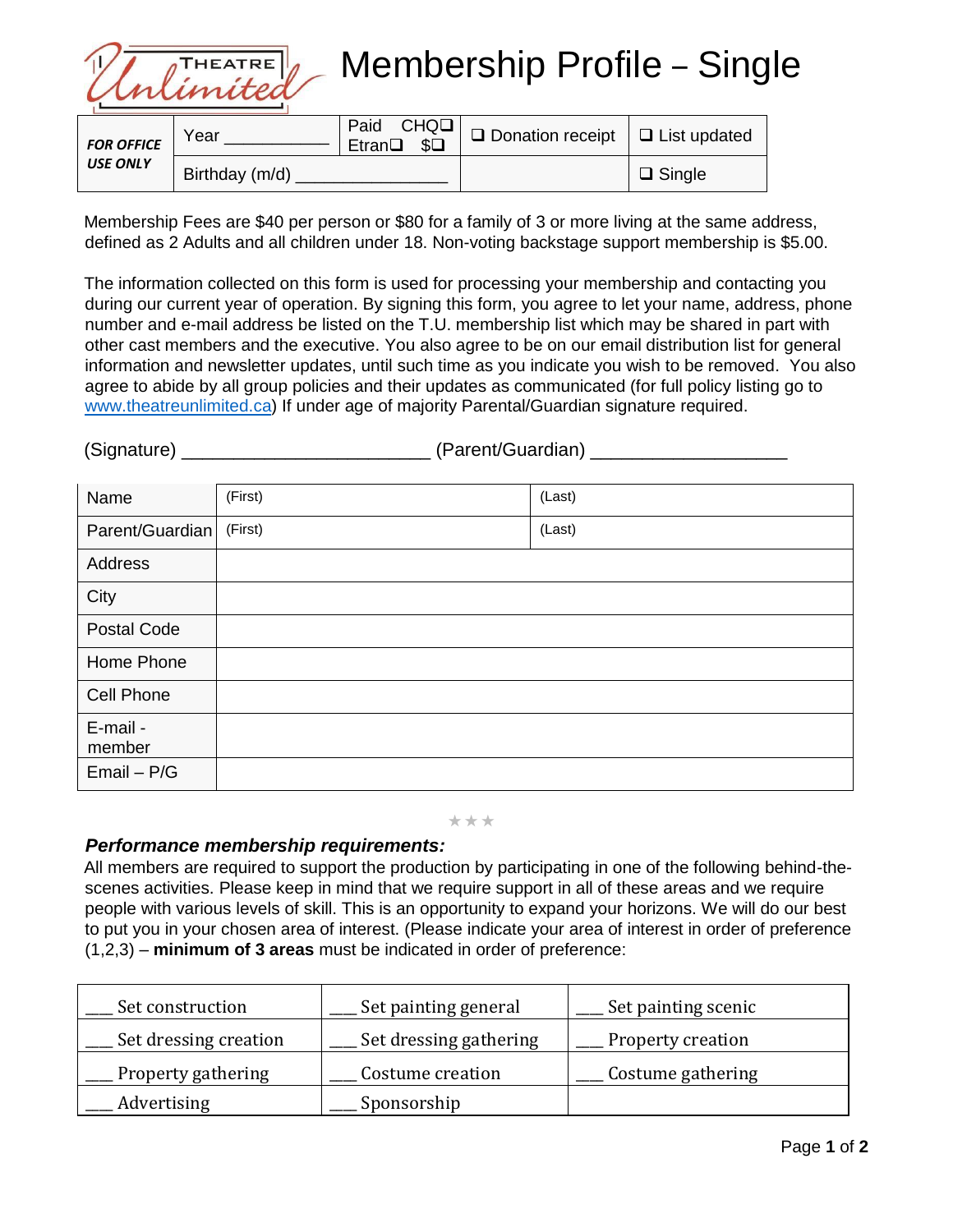# Membership Profile – Single

| FOR OFFICE USE ONLY | Year ___________ | Paid CHQ❑ Etran❑ $❑ | ❑ Donation receipt | ❑ List updated |
|---|---|---|---|---|
| | Birthday (m/d) _______________ | | | ❑ Single |

Membership Fees are $40 per person or $80 for a family of 3 or more living at the same address, defined as 2 Adults and all children under 18. Non-voting backstage support membership is $5.00.

The information collected on this form is used for processing your membership and contacting you during our current year of operation. By signing this form, you agree to let your name, address, phone number and e-mail address be listed on the T.U. membership list which may be shared in part with other cast members and the executive. You also agree to be on our email distribution list for general information and newsletter updates, until such time as you indicate you wish to be removed. You also agree to abide by all group policies and their updates as communicated (for full policy listing go to www.theatreunlimited.ca) If under age of majority Parental/Guardian signature required.

(Signature) ________________________ (Parent/Guardian) ___________________

| | | |
|---|---|---|
| Name | (First) | (Last) |
| Parent/Guardian | (First) | (Last) |
| Address | | |
| City | | |
| Postal Code | | |
| Home Phone | | |
| Cell Phone | | |
| E-mail - member | | |
| Email – P/G | | |

★★★

***Performance membership requirements:***

All members are required to support the production by participating in one of the following behind-the-scenes activities. Please keep in mind that we require support in all of these areas and we require people with various levels of skill. This is an opportunity to expand your horizons. We will do our best to put you in your chosen area of interest. (Please indicate your area of interest in order of preference (1,2,3) – **minimum of 3 areas** must be indicated in order of preference:

| | | |
|---|---|---|
| ___ Set construction | ___ Set painting general | ___ Set painting scenic |
| ___ Set dressing creation | ___ Set dressing gathering | ___ Property creation |
| ___ Property gathering | ___ Costume creation | ___ Costume gathering |
| ___ Advertising | ___ Sponsorship | |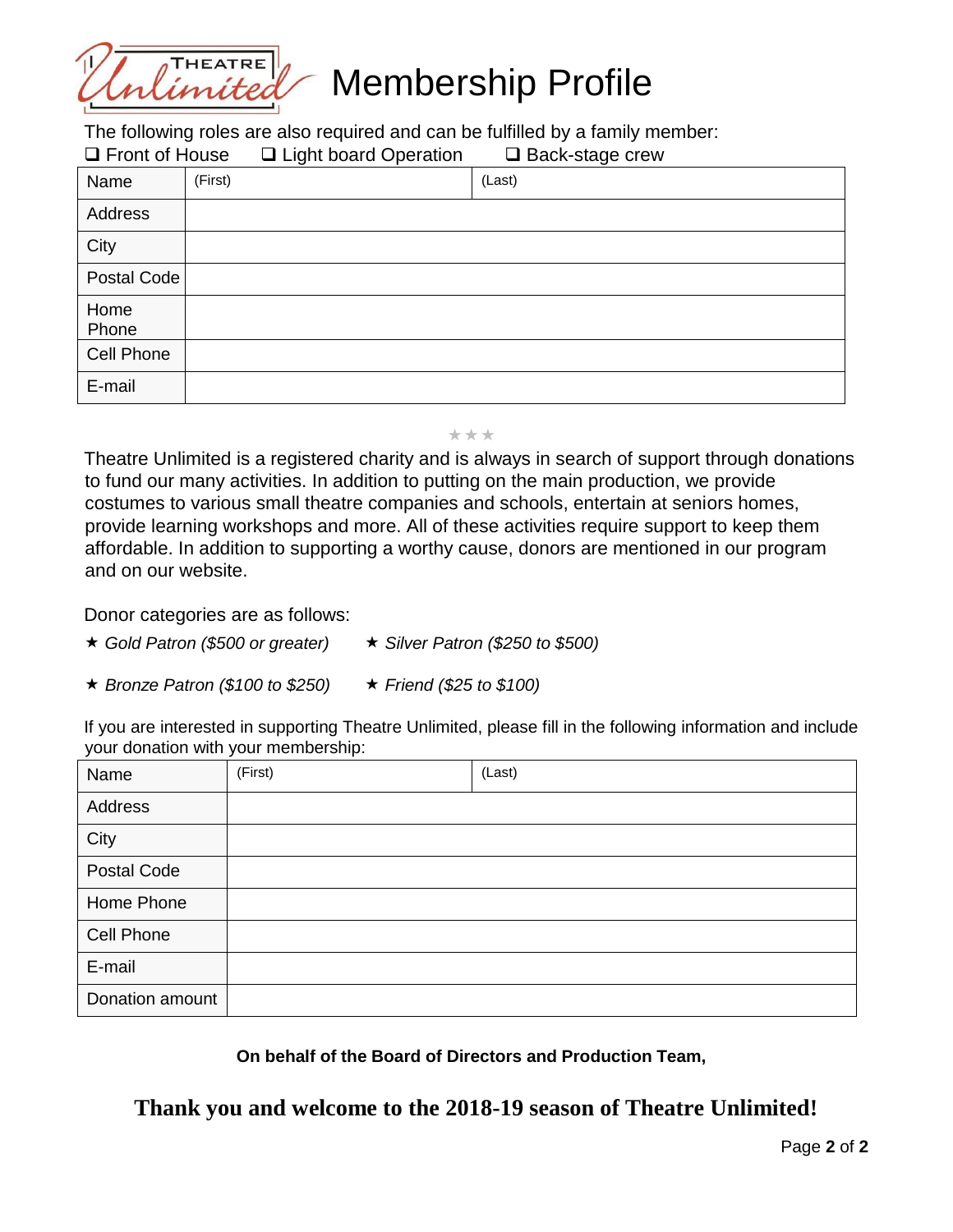# Membership Profile

The following roles are also required and can be fulfilled by a family member:

❑ Front of House ❑ Light board Operation ❑ Back-stage crew

| | | |
|---|---|---|
| Name | (First) | (Last) |
| Address | | |
| City | | |
| Postal Code | | |
| Home Phone | | |
| Cell Phone | | |
| E-mail | | |

★★★

Theatre Unlimited is a registered charity and is always in search of support through donations to fund our many activities. In addition to putting on the main production, we provide costumes to various small theatre companies and schools, entertain at seniors homes, provide learning workshops and more. All of these activities require support to keep them affordable. In addition to supporting a worthy cause, donors are mentioned in our program and on our website.

Donor categories are as follows:

★ *Gold Patron ($500 or greater)* ★ *Silver Patron ($250 to $500)*

★ *Bronze Patron ($100 to $250)* ★ *Friend ($25 to $100)*

If you are interested in supporting Theatre Unlimited, please fill in the following information and include your donation with your membership:

| | | |
|---|---|---|
| Name | (First) | (Last) |
| Address | | |
| City | | |
| Postal Code | | |
| Home Phone | | |
| Cell Phone | | |
| E-mail | | |
| Donation amount | | |

**On behalf of the Board of Directors and Production Team,**

**Thank you and welcome to the 2018-19 season of Theatre Unlimited!**